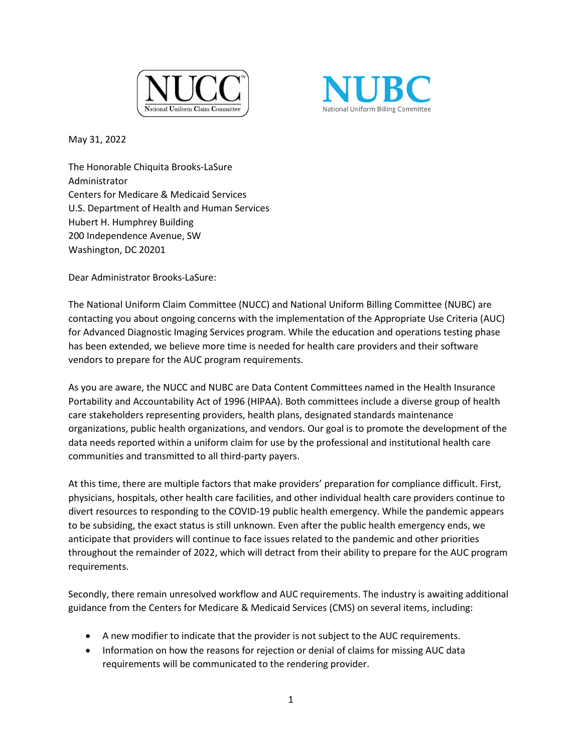NUCC
National Uniform Claim Committee

NUBC
National Uniform Billing Committee

May 31, 2022

The Honorable Chiquita Brooks-LaSure
Administrator
Centers for Medicare & Medicaid Services
U.S. Department of Health and Human Services
Hubert H. Humphrey Building
200 Independence Avenue, SW
Washington, DC 20201

Dear Administrator Brooks-LaSure:

The National Uniform Claim Committee (NUCC) and National Uniform Billing Committee (NUBC) are contacting you about ongoing concerns with the implementation of the Appropriate Use Criteria (AUC) for Advanced Diagnostic Imaging Services program. While the education and operations testing phase has been extended, we believe more time is needed for health care providers and their software vendors to prepare for the AUC program requirements.

As you are aware, the NUCC and NUBC are Data Content Committees named in the Health Insurance Portability and Accountability Act of 1996 (HIPAA). Both committees include a diverse group of health care stakeholders representing providers, health plans, designated standards maintenance organizations, public health organizations, and vendors. Our goal is to promote the development of the data needs reported within a uniform claim for use by the professional and institutional health care communities and transmitted to all third-party payers.

At this time, there are multiple factors that make providers' preparation for compliance difficult. First, physicians, hospitals, other health care facilities, and other individual health care providers continue to divert resources to responding to the COVID-19 public health emergency. While the pandemic appears to be subsiding, the exact status is still unknown. Even after the public health emergency ends, we anticipate that providers will continue to face issues related to the pandemic and other priorities throughout the remainder of 2022, which will detract from their ability to prepare for the AUC program requirements.

Secondly, there remain unresolved workflow and AUC requirements. The industry is awaiting additional guidance from the Centers for Medicare & Medicaid Services (CMS) on several items, including:

- A new modifier to indicate that the provider is not subject to the AUC requirements.
- Information on how the reasons for rejection or denial of claims for missing AUC data requirements will be communicated to the rendering provider.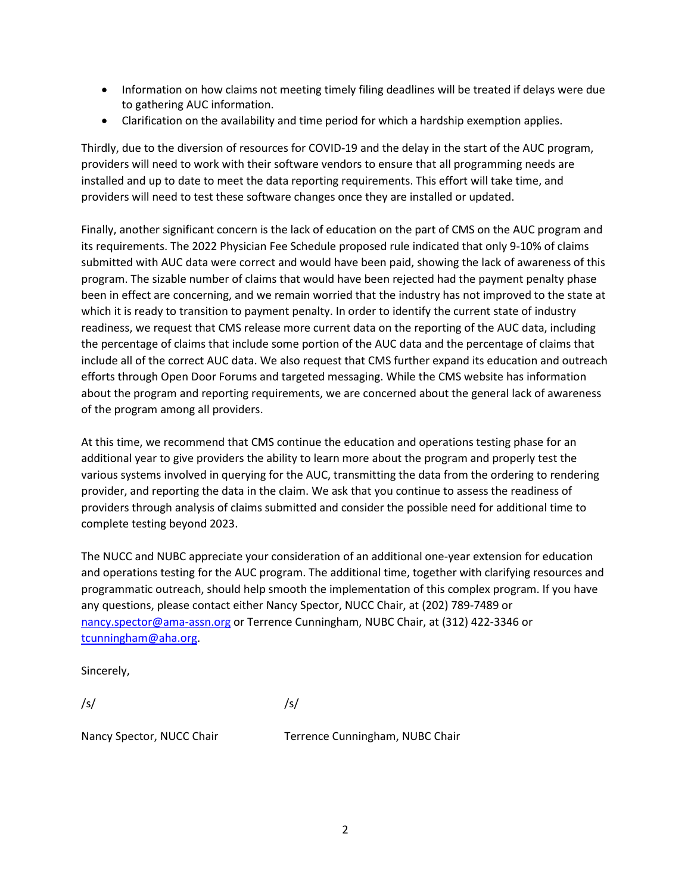- Information on how claims not meeting timely filing deadlines will be treated if delays were due to gathering AUC information.
- Clarification on the availability and time period for which a hardship exemption applies.

Thirdly, due to the diversion of resources for COVID-19 and the delay in the start of the AUC program, providers will need to work with their software vendors to ensure that all programming needs are installed and up to date to meet the data reporting requirements. This effort will take time, and providers will need to test these software changes once they are installed or updated.

Finally, another significant concern is the lack of education on the part of CMS on the AUC program and its requirements. The 2022 Physician Fee Schedule proposed rule indicated that only 9-10% of claims submitted with AUC data were correct and would have been paid, showing the lack of awareness of this program. The sizable number of claims that would have been rejected had the payment penalty phase been in effect are concerning, and we remain worried that the industry has not improved to the state at which it is ready to transition to payment penalty. In order to identify the current state of industry readiness, we request that CMS release more current data on the reporting of the AUC data, including the percentage of claims that include some portion of the AUC data and the percentage of claims that include all of the correct AUC data. We also request that CMS further expand its education and outreach efforts through Open Door Forums and targeted messaging. While the CMS website has information about the program and reporting requirements, we are concerned about the general lack of awareness of the program among all providers.

At this time, we recommend that CMS continue the education and operations testing phase for an additional year to give providers the ability to learn more about the program and properly test the various systems involved in querying for the AUC, transmitting the data from the ordering to rendering provider, and reporting the data in the claim. We ask that you continue to assess the readiness of providers through analysis of claims submitted and consider the possible need for additional time to complete testing beyond 2023.

The NUCC and NUBC appreciate your consideration of an additional one-year extension for education and operations testing for the AUC program. The additional time, together with clarifying resources and programmatic outreach, should help smooth the implementation of this complex program. If you have any questions, please contact either Nancy Spector, NUCC Chair, at (202) 789-7489 or nancy.spector@ama-assn.org or Terrence Cunningham, NUBC Chair, at (312) 422-3346 or tcunningham@aha.org.

Sincerely,

/s/ /s/

Nancy Spector, NUCC Chair Terrence Cunningham, NUBC Chair